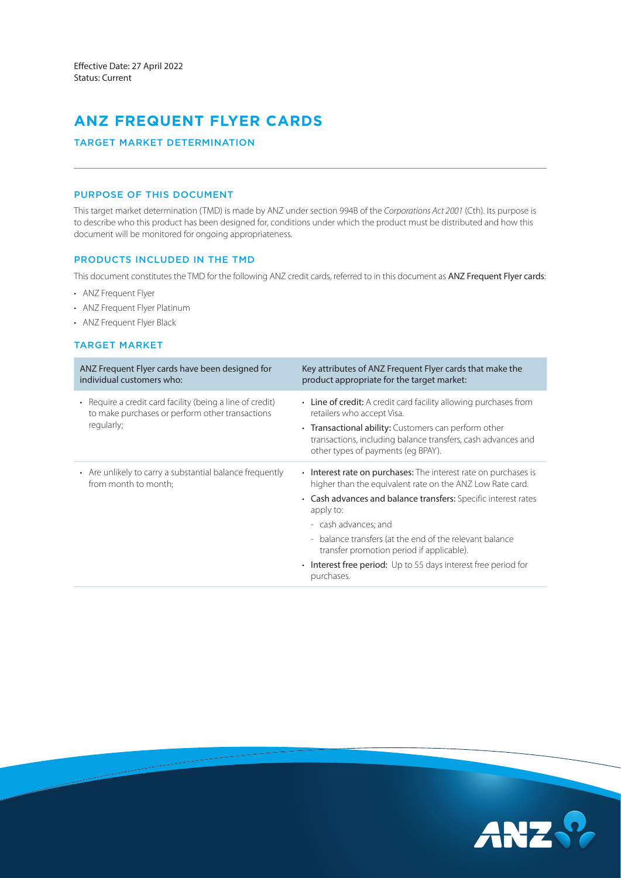Effective Date: 27 April 2022
Status: Current

# ANZ FREQUENT FLYER CARDS

## TARGET MARKET DETERMINATION

### PURPOSE OF THIS DOCUMENT

This target market determination (TMD) is made by ANZ under section 994B of the *Corporations Act 2001* (Cth). Its purpose is to describe who this product has been designed for, conditions under which the product must be distributed and how this document will be monitored for ongoing appropriateness.

### PRODUCTS INCLUDED IN THE TMD

This document constitutes the TMD for the following ANZ credit cards, referred to in this document as **ANZ Frequent Flyer cards**:

- ANZ Frequent Flyer
- ANZ Frequent Flyer Platinum
- ANZ Frequent Flyer Black

### TARGET MARKET

| ANZ Frequent Flyer cards have been designed for individual customers who: | Key attributes of ANZ Frequent Flyer cards that make the product appropriate for the target market: |
|---|---|
| • Require a credit card facility (being a line of credit) to make purchases or perform other transactions regularly; | • **Line of credit:** A credit card facility allowing purchases from retailers who accept Visa. <br> • **Transactional ability:** Customers can perform other transactions, including balance transfers, cash advances and other types of payments (eg BPAY). |
| • Are unlikely to carry a substantial balance frequently from month to month; | • **Interest rate on purchases:** The interest rate on purchases is higher than the equivalent rate on the ANZ Low Rate card. <br> • **Cash advances and balance transfers:** Specific interest rates apply to: <br> - cash advances; and <br> - balance transfers (at the end of the relevant balance transfer promotion period if applicable). <br> • **Interest free period:** Up to 55 days interest free period for purchases. |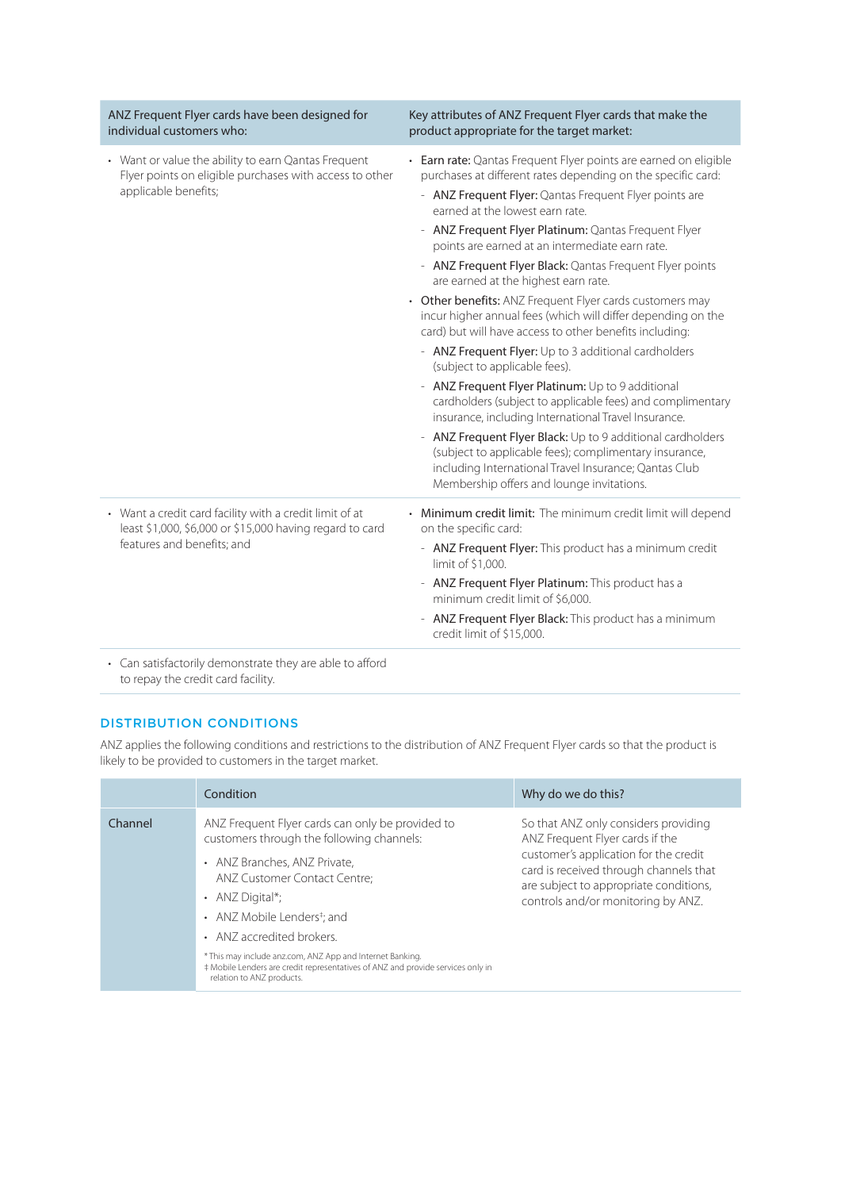| ANZ Frequent Flyer cards have been designed for individual customers who: | Key attributes of ANZ Frequent Flyer cards that make the product appropriate for the target market: |
| --- | --- |
| • Want or value the ability to earn Qantas Frequent Flyer points on eligible purchases with access to other applicable benefits; | • **Earn rate:** Qantas Frequent Flyer points are earned on eligible purchases at different rates depending on the specific card:<br>- **ANZ Frequent Flyer:** Qantas Frequent Flyer points are earned at the lowest earn rate.<br>- **ANZ Frequent Flyer Platinum:** Qantas Frequent Flyer points are earned at an intermediate earn rate.<br>- **ANZ Frequent Flyer Black:** Qantas Frequent Flyer points are earned at the highest earn rate.<br>• **Other benefits:** ANZ Frequent Flyer cards customers may incur higher annual fees (which will differ depending on the card) but will have access to other benefits including:<br>- **ANZ Frequent Flyer:** Up to 3 additional cardholders (subject to applicable fees).<br>- **ANZ Frequent Flyer Platinum:** Up to 9 additional cardholders (subject to applicable fees) and complimentary insurance, including International Travel Insurance.<br>- **ANZ Frequent Flyer Black:** Up to 9 additional cardholders (subject to applicable fees); complimentary insurance, including International Travel Insurance; Qantas Club Membership offers and lounge invitations. |
| • Want a credit card facility with a credit limit of at least $1,000, $6,000 or $15,000 having regard to card features and benefits; and | • **Minimum credit limit:** The minimum credit limit will depend on the specific card:<br>- **ANZ Frequent Flyer:** This product has a minimum credit limit of $1,000.<br>- **ANZ Frequent Flyer Platinum:** This product has a minimum credit limit of $6,000.<br>- **ANZ Frequent Flyer Black:** This product has a minimum credit limit of $15,000. |
| • Can satisfactorily demonstrate they are able to afford to repay the credit card facility. | |

## DISTRIBUTION CONDITIONS

ANZ applies the following conditions and restrictions to the distribution of ANZ Frequent Flyer cards so that the product is likely to be provided to customers in the target market.

| | Condition | Why do we do this? |
| --- | --- | --- |
| Channel | ANZ Frequent Flyer cards can only be provided to customers through the following channels:<br>• ANZ Branches, ANZ Private, ANZ Customer Contact Centre;<br>• ANZ Digital*;<br>• ANZ Mobile Lenders‡; and<br>• ANZ accredited brokers.<br>* This may include anz.com, ANZ App and Internet Banking.<br>‡ Mobile Lenders are credit representatives of ANZ and provide services only in relation to ANZ products. | So that ANZ only considers providing ANZ Frequent Flyer cards if the customer's application for the credit card is received through channels that are subject to appropriate conditions, controls and/or monitoring by ANZ. |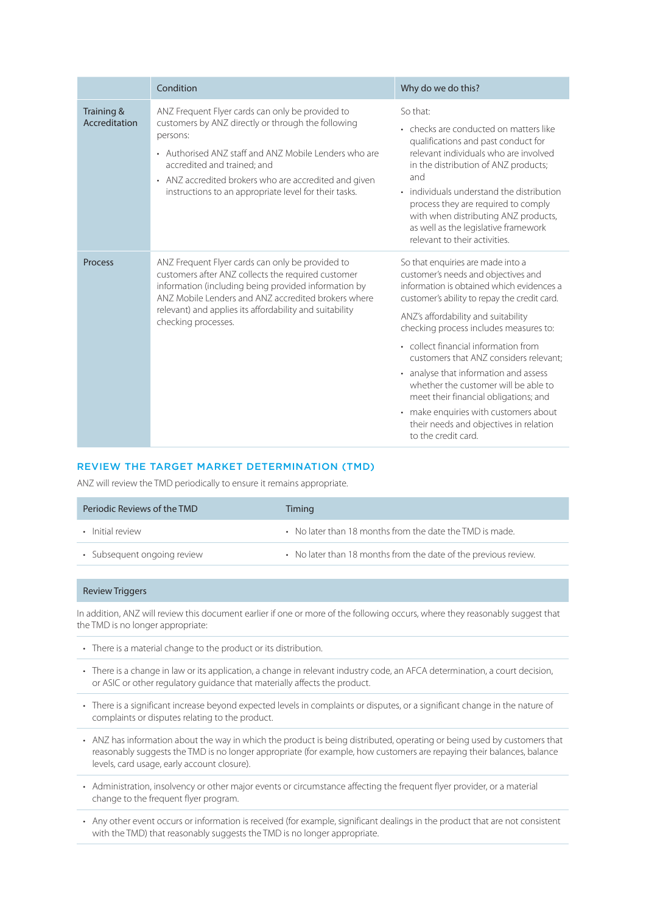| | Condition | Why do we do this? |
|---|---|---|
| Training & Accreditation | ANZ Frequent Flyer cards can only be provided to customers by ANZ directly or through the following persons:<br>• Authorised ANZ staff and ANZ Mobile Lenders who are accredited and trained; and<br>• ANZ accredited brokers who are accredited and given instructions to an appropriate level for their tasks. | So that:<br>• checks are conducted on matters like qualifications and past conduct for relevant individuals who are involved in the distribution of ANZ products; and<br>• individuals understand the distribution process they are required to comply with when distributing ANZ products, as well as the legislative framework relevant to their activities. |
| Process | ANZ Frequent Flyer cards can only be provided to customers after ANZ collects the required customer information (including being provided information by ANZ Mobile Lenders and ANZ accredited brokers where relevant) and applies its affordability and suitability checking processes. | So that enquiries are made into a customer's needs and objectives and information is obtained which evidences a customer's ability to repay the credit card.<br>ANZ's affordability and suitability checking process includes measures to:<br>• collect financial information from customers that ANZ considers relevant;<br>• analyse that information and assess whether the customer will be able to meet their financial obligations; and<br>• make enquiries with customers about their needs and objectives in relation to the credit card. |

## REVIEW THE TARGET MARKET DETERMINATION (TMD)

ANZ will review the TMD periodically to ensure it remains appropriate.

| Periodic Reviews of the TMD | Timing |
|---|---|
| • Initial review | • No later than 18 months from the date the TMD is made. |
| • Subsequent ongoing review | • No later than 18 months from the date of the previous review. |

### Review Triggers

In addition, ANZ will review this document earlier if one or more of the following occurs, where they reasonably suggest that the TMD is no longer appropriate:

- There is a material change to the product or its distribution.
- There is a change in law or its application, a change in relevant industry code, an AFCA determination, a court decision, or ASIC or other regulatory guidance that materially affects the product.
- There is a significant increase beyond expected levels in complaints or disputes, or a significant change in the nature of complaints or disputes relating to the product.
- ANZ has information about the way in which the product is being distributed, operating or being used by customers that reasonably suggests the TMD is no longer appropriate (for example, how customers are repaying their balances, balance levels, card usage, early account closure).
- Administration, insolvency or other major events or circumstance affecting the frequent flyer provider, or a material change to the frequent flyer program.
- Any other event occurs or information is received (for example, significant dealings in the product that are not consistent with the TMD) that reasonably suggests the TMD is no longer appropriate.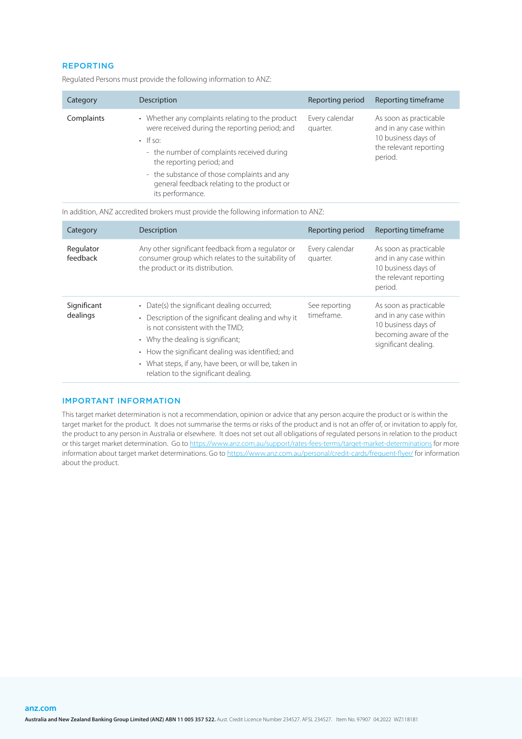## REPORTING

Regulated Persons must provide the following information to ANZ:

| Category | Description | Reporting period | Reporting timeframe |
|---|---|---|---|
| Complaints | • Whether any complaints relating to the product were received during the reporting period; and<br>• If so:<br>- the number of complaints received during the reporting period; and<br>- the substance of those complaints and any general feedback relating to the product or its performance. | Every calendar quarter. | As soon as practicable and in any case within 10 business days of the relevant reporting period. |

In addition, ANZ accredited brokers must provide the following information to ANZ:

| Category | Description | Reporting period | Reporting timeframe |
|---|---|---|---|
| Regulator feedback | Any other significant feedback from a regulator or consumer group which relates to the suitability of the product or its distribution. | Every calendar quarter. | As soon as practicable and in any case within 10 business days of the relevant reporting period. |
| Significant dealings | • Date(s) the significant dealing occurred;<br>• Description of the significant dealing and why it is not consistent with the TMD;<br>• Why the dealing is significant;<br>• How the significant dealing was identified; and<br>• What steps, if any, have been, or will be, taken in relation to the significant dealing. | See reporting timeframe. | As soon as practicable and in any case within 10 business days of becoming aware of the significant dealing. |

## IMPORTANT INFORMATION

This target market determination is not a recommendation, opinion or advice that any person acquire the product or is within the target market for the product. It does not summarise the terms or risks of the product and is not an offer of, or invitation to apply for, the product to any person in Australia or elsewhere. It does not set out all obligations of regulated persons in relation to the product or this target market determination. Go to https://www.anz.com.au/support/rates-fees-terms/target-market-determinations for more information about target market determinations. Go to https://www.anz.com.au/personal/credit-cards/frequent-flyer/ for information about the product.

anz.com

**Australia and New Zealand Banking Group Limited (ANZ) ABN 11 005 357 522.** Aust. Credit Licence Number 234527. AFSL 234527. Item No. 97907 04.2022 WZ118181